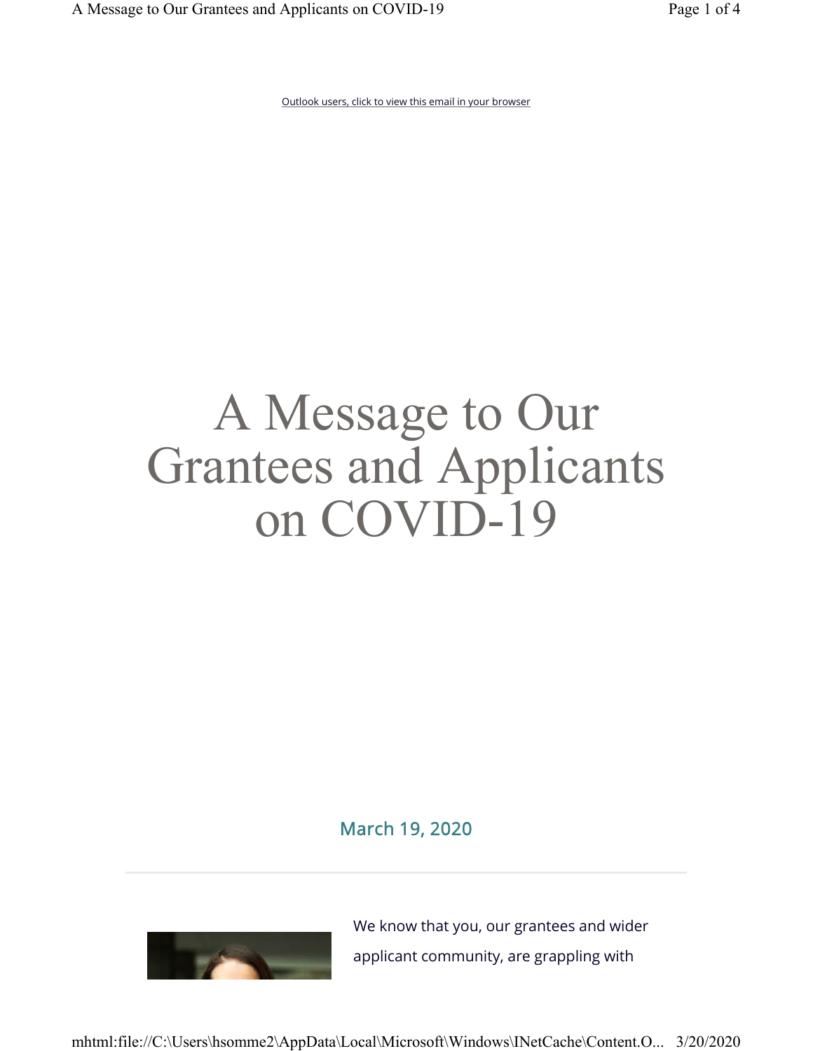Outlook users, click to view this email in your browser

# A Message to Our Grantees and Applicants on COVID-19

March 19, 2020

---

We know that you, our grantees and wider applicant community, are grappling with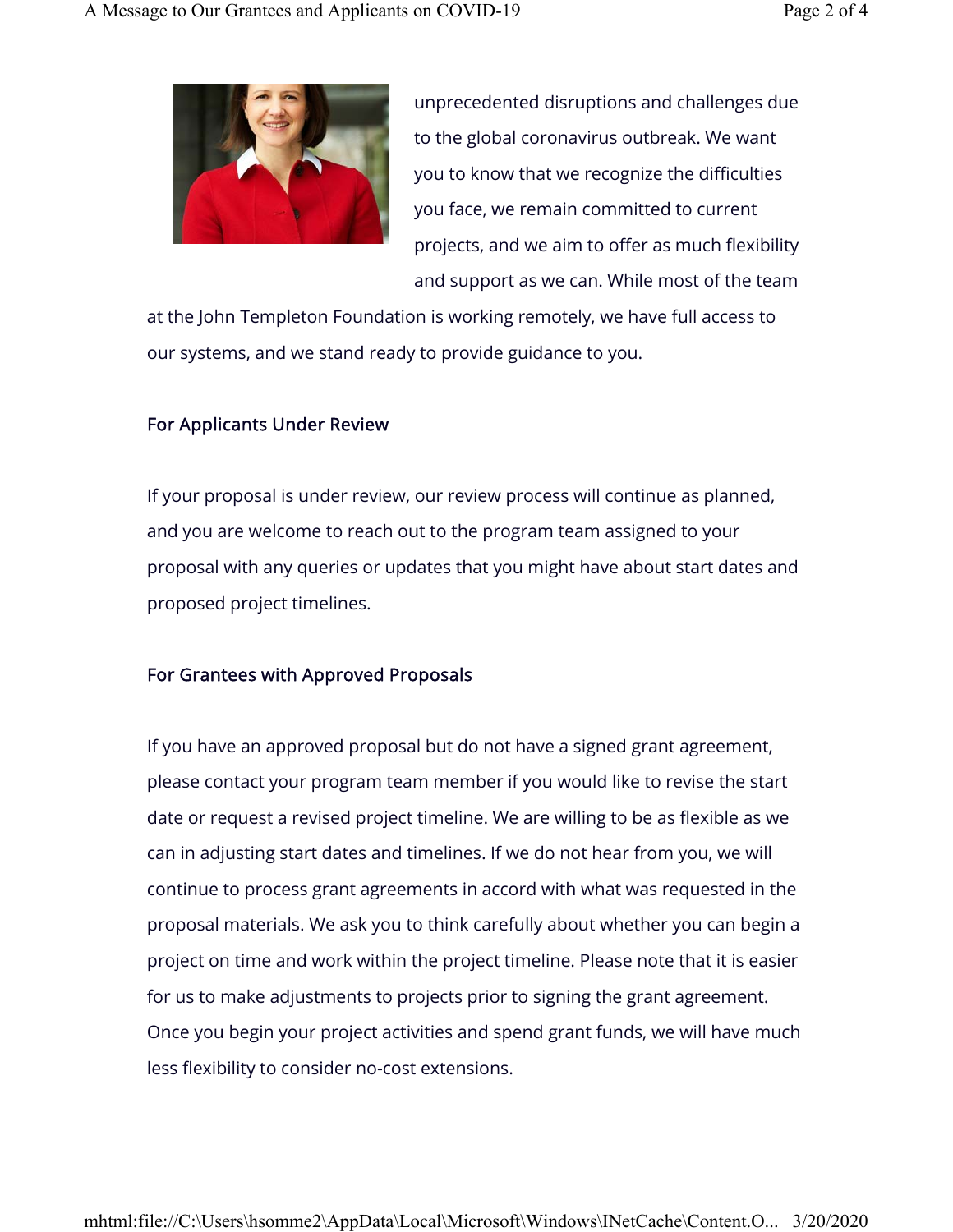unprecedented disruptions and challenges due to the global coronavirus outbreak. We want you to know that we recognize the difficulties you face, we remain committed to current projects, and we aim to offer as much flexibility and support as we can. While most of the team at the John Templeton Foundation is working remotely, we have full access to our systems, and we stand ready to provide guidance to you.

### For Applicants Under Review

If your proposal is under review, our review process will continue as planned, and you are welcome to reach out to the program team assigned to your proposal with any queries or updates that you might have about start dates and proposed project timelines.

### For Grantees with Approved Proposals

If you have an approved proposal but do not have a signed grant agreement, please contact your program team member if you would like to revise the start date or request a revised project timeline. We are willing to be as flexible as we can in adjusting start dates and timelines. If we do not hear from you, we will continue to process grant agreements in accord with what was requested in the proposal materials. We ask you to think carefully about whether you can begin a project on time and work within the project timeline. Please note that it is easier for us to make adjustments to projects prior to signing the grant agreement. Once you begin your project activities and spend grant funds, we will have much less flexibility to consider no-cost extensions.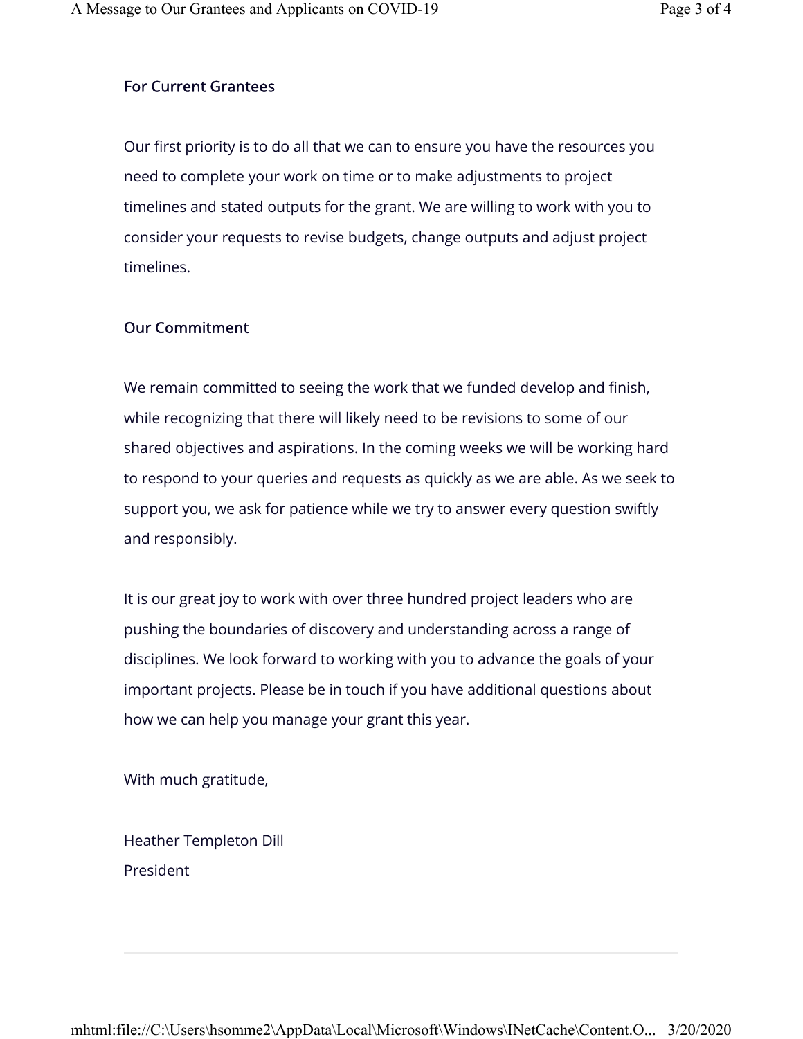### For Current Grantees

Our first priority is to do all that we can to ensure you have the resources you need to complete your work on time or to make adjustments to project timelines and stated outputs for the grant. We are willing to work with you to consider your requests to revise budgets, change outputs and adjust project timelines.

### Our Commitment

We remain committed to seeing the work that we funded develop and finish, while recognizing that there will likely need to be revisions to some of our shared objectives and aspirations. In the coming weeks we will be working hard to respond to your queries and requests as quickly as we are able. As we seek to support you, we ask for patience while we try to answer every question swiftly and responsibly.

It is our great joy to work with over three hundred project leaders who are pushing the boundaries of discovery and understanding across a range of disciplines. We look forward to working with you to advance the goals of your important projects. Please be in touch if you have additional questions about how we can help you manage your grant this year.

With much gratitude,

Heather Templeton Dill
President

---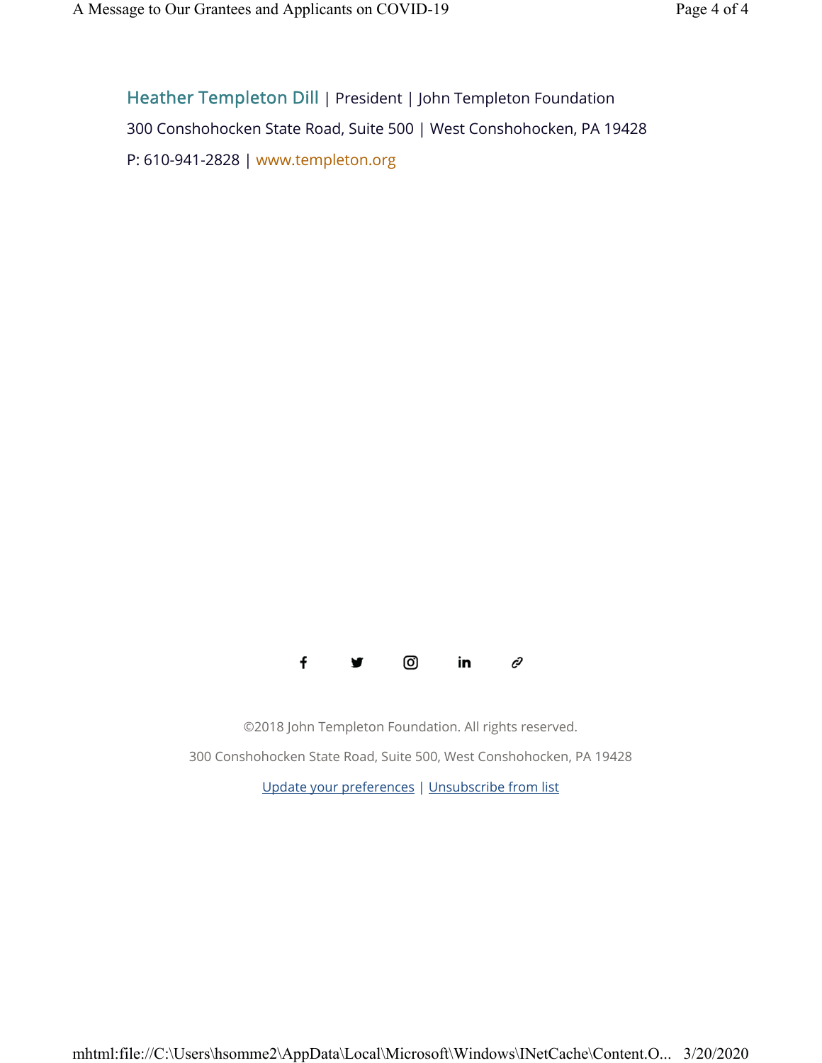Heather Templeton Dill | President | John Templeton Foundation

300 Conshohocken State Road, Suite 500 | West Conshohocken, PA 19428

P: 610-941-2828 | www.templeton.org

©2018 John Templeton Foundation. All rights reserved.

300 Conshohocken State Road, Suite 500, West Conshohocken, PA 19428

Update your preferences | Unsubscribe from list